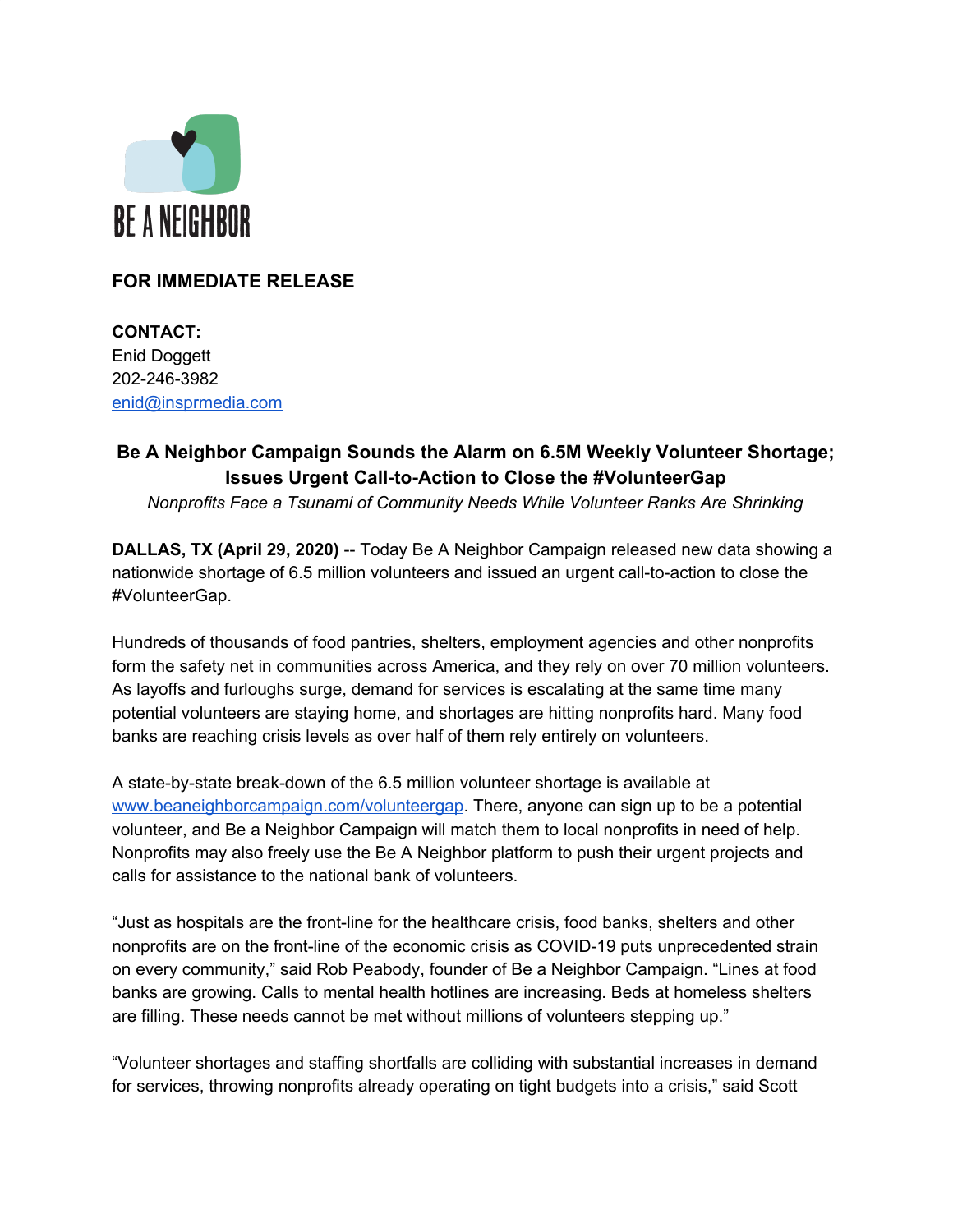BE A NEIGHBOR

**FOR IMMEDIATE RELEASE**

**CONTACT:**
Enid Doggett
202-246-3982
enid@insprmedia.com

## Be A Neighbor Campaign Sounds the Alarm on 6.5M Weekly Volunteer Shortage; Issues Urgent Call-to-Action to Close the #VolunteerGap

*Nonprofits Face a Tsunami of Community Needs While Volunteer Ranks Are Shrinking*

**DALLAS, TX (April 29, 2020)** -- Today Be A Neighbor Campaign released new data showing a nationwide shortage of 6.5 million volunteers and issued an urgent call-to-action to close the #VolunteerGap.

Hundreds of thousands of food pantries, shelters, employment agencies and other nonprofits form the safety net in communities across America, and they rely on over 70 million volunteers. As layoffs and furloughs surge, demand for services is escalating at the same time many potential volunteers are staying home, and shortages are hitting nonprofits hard. Many food banks are reaching crisis levels as over half of them rely entirely on volunteers.

A state-by-state break-down of the 6.5 million volunteer shortage is available at www.beaneighborcampaign.com/volunteergap. There, anyone can sign up to be a potential volunteer, and Be a Neighbor Campaign will match them to local nonprofits in need of help. Nonprofits may also freely use the Be A Neighbor platform to push their urgent projects and calls for assistance to the national bank of volunteers.

"Just as hospitals are the front-line for the healthcare crisis, food banks, shelters and other nonprofits are on the front-line of the economic crisis as COVID-19 puts unprecedented strain on every community," said Rob Peabody, founder of Be a Neighbor Campaign. "Lines at food banks are growing. Calls to mental health hotlines are increasing. Beds at homeless shelters are filling. These needs cannot be met without millions of volunteers stepping up."

"Volunteer shortages and staffing shortfalls are colliding with substantial increases in demand for services, throwing nonprofits already operating on tight budgets into a crisis," said Scott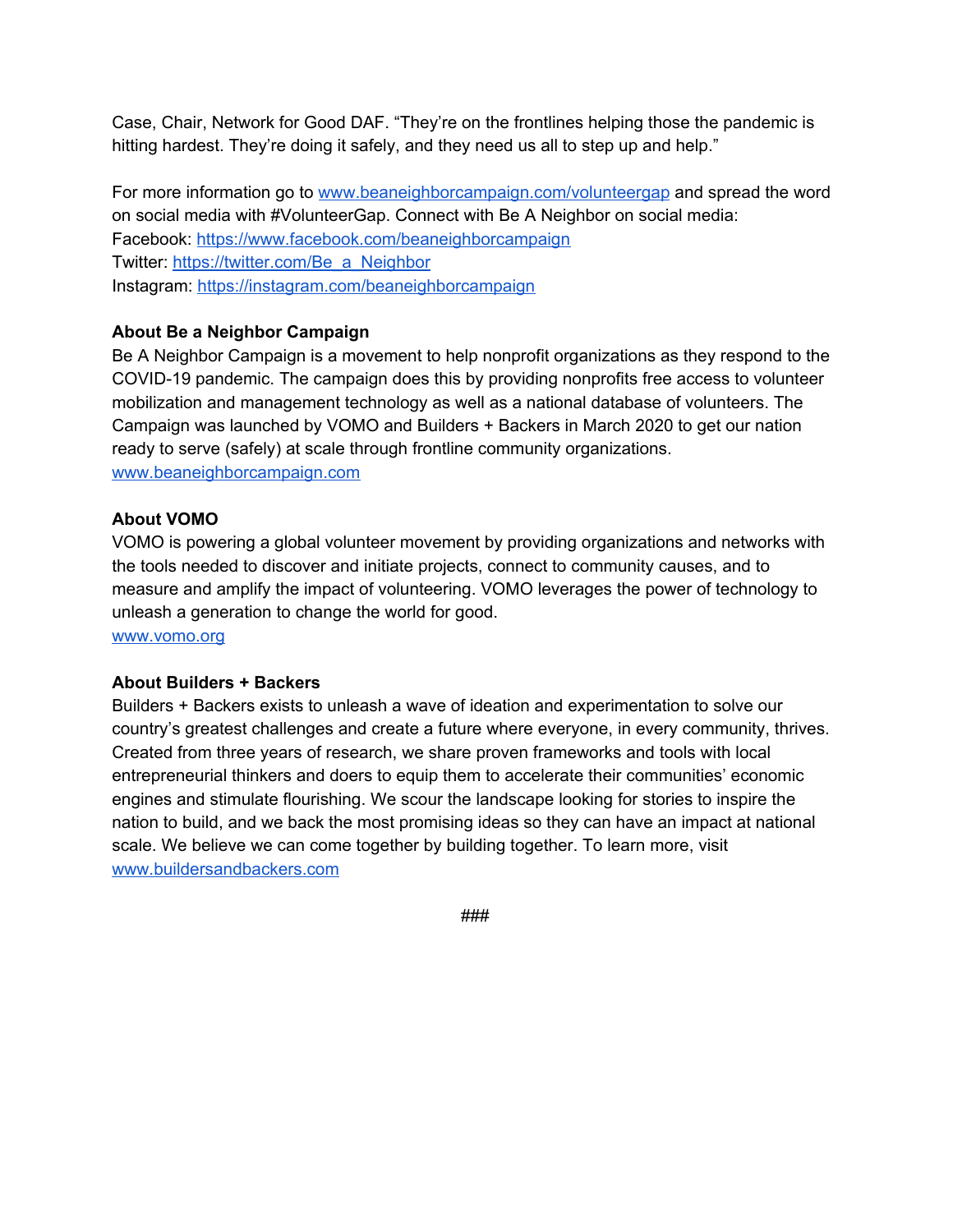Case, Chair, Network for Good DAF. "They're on the frontlines helping those the pandemic is hitting hardest. They're doing it safely, and they need us all to step up and help."

For more information go to www.beaneighborcampaign.com/volunteergap and spread the word on social media with #VolunteerGap. Connect with Be A Neighbor on social media:
Facebook: https://www.facebook.com/beaneighborcampaign
Twitter: https://twitter.com/Be_a_Neighbor
Instagram: https://instagram.com/beaneighborcampaign

**About Be a Neighbor Campaign**
Be A Neighbor Campaign is a movement to help nonprofit organizations as they respond to the COVID-19 pandemic. The campaign does this by providing nonprofits free access to volunteer mobilization and management technology as well as a national database of volunteers. The Campaign was launched by VOMO and Builders + Backers in March 2020 to get our nation ready to serve (safely) at scale through frontline community organizations.
www.beaneighborcampaign.com

**About VOMO**
VOMO is powering a global volunteer movement by providing organizations and networks with the tools needed to discover and initiate projects, connect to community causes, and to measure and amplify the impact of volunteering. VOMO leverages the power of technology to unleash a generation to change the world for good.
www.vomo.org

**About Builders + Backers**
Builders + Backers exists to unleash a wave of ideation and experimentation to solve our country's greatest challenges and create a future where everyone, in every community, thrives. Created from three years of research, we share proven frameworks and tools with local entrepreneurial thinkers and doers to equip them to accelerate their communities' economic engines and stimulate flourishing. We scour the landscape looking for stories to inspire the nation to build, and we back the most promising ideas so they can have an impact at national scale. We believe we can come together by building together. To learn more, visit www.buildersandbackers.com

###